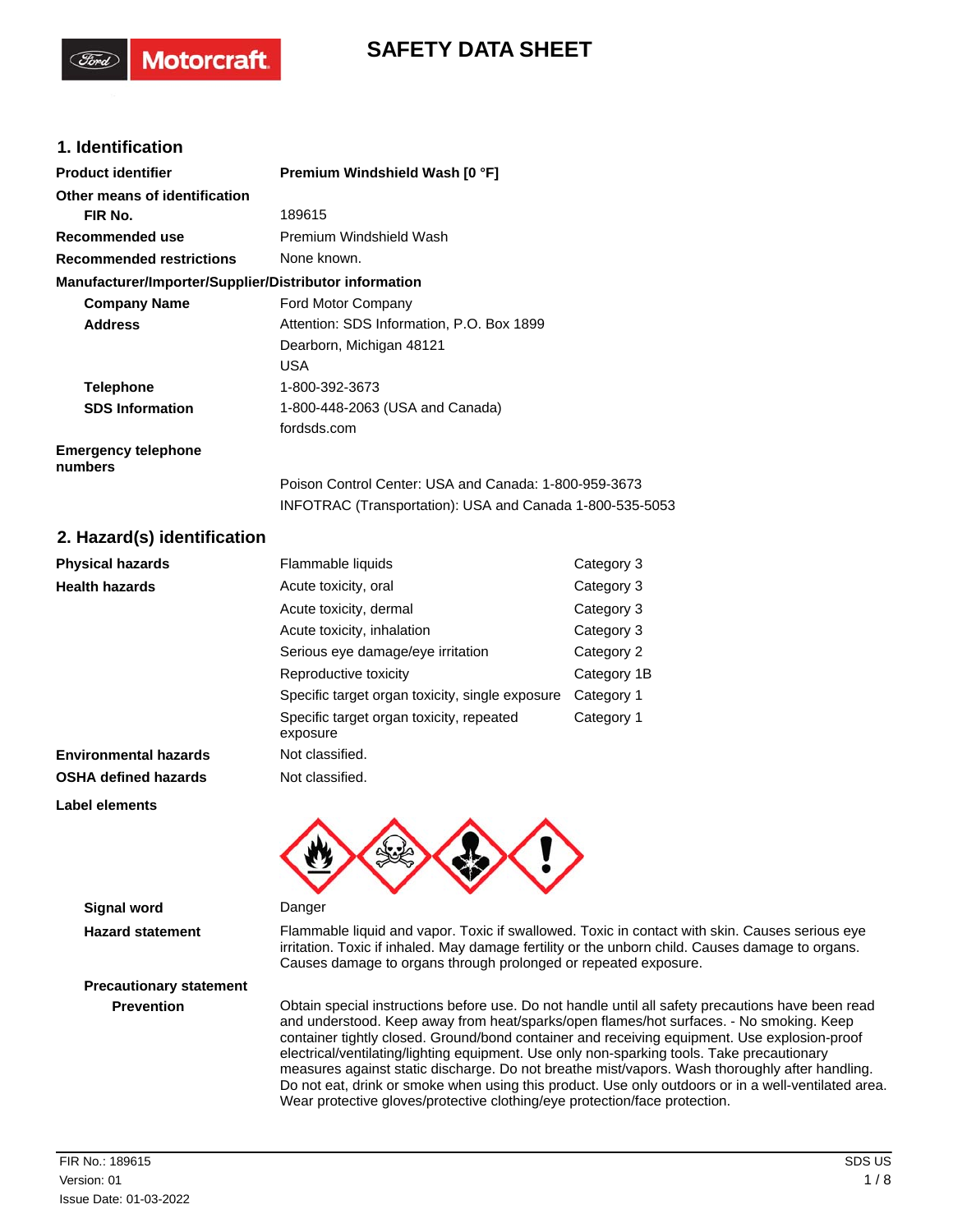# SAFETY DATA SHEET

## 1. Identification

| | |
|---|---|
| **Product identifier** | **Premium Windshield Wash [0 °F]** |
| **Other means of identification** | |
| **FIR No.** | 189615 |
| **Recommended use** | Premium Windshield Wash |
| **Recommended restrictions** | None known. |

**Manufacturer/Importer/Supplier/Distributor information**

| | |
|---|---|
| **Company Name** | Ford Motor Company |
| **Address** | Attention: SDS Information, P.O. Box 1899<br>Dearborn, Michigan 48121<br>USA |
| **Telephone** | 1-800-392-3673 |
| **SDS Information** | 1-800-448-2063 (USA and Canada)<br>fordsds.com |
| **Emergency telephone numbers** | Poison Control Center: USA and Canada: 1-800-959-3673<br>INFOTRAC (Transportation): USA and Canada 1-800-535-5053 |

## 2. Hazard(s) identification

| | | |
|---|---|---|
| **Physical hazards** | Flammable liquids | Category 3 |
| **Health hazards** | Acute toxicity, oral | Category 3 |
| | Acute toxicity, dermal | Category 3 |
| | Acute toxicity, inhalation | Category 3 |
| | Serious eye damage/eye irritation | Category 2 |
| | Reproductive toxicity | Category 1B |
| | Specific target organ toxicity, single exposure | Category 1 |
| | Specific target organ toxicity, repeated exposure | Category 1 |
| **Environmental hazards** | Not classified. | |
| **OSHA defined hazards** | Not classified. | |

**Label elements**

**Signal word** Danger

**Hazard statement** Flammable liquid and vapor. Toxic if swallowed. Toxic in contact with skin. Causes serious eye irritation. Toxic if inhaled. May damage fertility or the unborn child. Causes damage to organs. Causes damage to organs through prolonged or repeated exposure.

**Precautionary statement**

**Prevention** Obtain special instructions before use. Do not handle until all safety precautions have been read and understood. Keep away from heat/sparks/open flames/hot surfaces. - No smoking. Keep container tightly closed. Ground/bond container and receiving equipment. Use explosion-proof electrical/ventilating/lighting equipment. Use only non-sparking tools. Take precautionary measures against static discharge. Do not breathe mist/vapors. Wash thoroughly after handling. Do not eat, drink or smoke when using this product. Use only outdoors or in a well-ventilated area. Wear protective gloves/protective clothing/eye protection/face protection.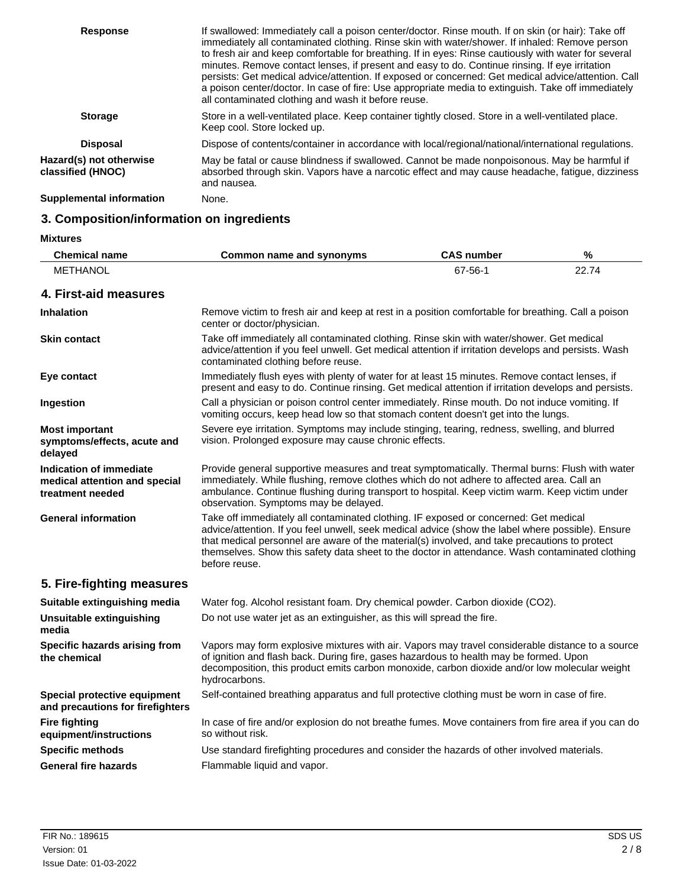**Response**
If swallowed: Immediately call a poison center/doctor. Rinse mouth. If on skin (or hair): Take off immediately all contaminated clothing. Rinse skin with water/shower. If inhaled: Remove person to fresh air and keep comfortable for breathing. If in eyes: Rinse cautiously with water for several minutes. Remove contact lenses, if present and easy to do. Continue rinsing. If eye irritation persists: Get medical advice/attention. If exposed or concerned: Get medical advice/attention. Call a poison center/doctor. In case of fire: Use appropriate media to extinguish. Take off immediately all contaminated clothing and wash it before reuse.

**Storage**
Store in a well-ventilated place. Keep container tightly closed. Store in a well-ventilated place. Keep cool. Store locked up.

**Disposal**
Dispose of contents/container in accordance with local/regional/national/international regulations.

**Hazard(s) not otherwise classified (HNOC)**
May be fatal or cause blindness if swallowed. Cannot be made nonpoisonous. May be harmful if absorbed through skin. Vapors have a narcotic effect and may cause headache, fatigue, dizziness and nausea.

**Supplemental information**
None.

## 3. Composition/information on ingredients

**Mixtures**

| Chemical name | Common name and synonyms | CAS number | % |
|---|---|---|---|
| METHANOL | | 67-56-1 | 22.74 |

## 4. First-aid measures

**Inhalation**
Remove victim to fresh air and keep at rest in a position comfortable for breathing. Call a poison center or doctor/physician.

**Skin contact**
Take off immediately all contaminated clothing. Rinse skin with water/shower. Get medical advice/attention if you feel unwell. Get medical attention if irritation develops and persists. Wash contaminated clothing before reuse.

**Eye contact**
Immediately flush eyes with plenty of water for at least 15 minutes. Remove contact lenses, if present and easy to do. Continue rinsing. Get medical attention if irritation develops and persists.

**Ingestion**
Call a physician or poison control center immediately. Rinse mouth. Do not induce vomiting. If vomiting occurs, keep head low so that stomach content doesn't get into the lungs.

**Most important symptoms/effects, acute and delayed**
Severe eye irritation. Symptoms may include stinging, tearing, redness, swelling, and blurred vision. Prolonged exposure may cause chronic effects.

**Indication of immediate medical attention and special treatment needed**
Provide general supportive measures and treat symptomatically. Thermal burns: Flush with water immediately. While flushing, remove clothes which do not adhere to affected area. Call an ambulance. Continue flushing during transport to hospital. Keep victim warm. Keep victim under observation. Symptoms may be delayed.

**General information**
Take off immediately all contaminated clothing. IF exposed or concerned: Get medical advice/attention. If you feel unwell, seek medical advice (show the label where possible). Ensure that medical personnel are aware of the material(s) involved, and take precautions to protect themselves. Show this safety data sheet to the doctor in attendance. Wash contaminated clothing before reuse.

## 5. Fire-fighting measures

**Suitable extinguishing media**
Water fog. Alcohol resistant foam. Dry chemical powder. Carbon dioxide ($CO_2$).

**Unsuitable extinguishing media**
Do not use water jet as an extinguisher, as this will spread the fire.

**Specific hazards arising from the chemical**
Vapors may form explosive mixtures with air. Vapors may travel considerable distance to a source of ignition and flash back. During fire, gases hazardous to health may be formed. Upon decomposition, this product emits carbon monoxide, carbon dioxide and/or low molecular weight hydrocarbons.

**Special protective equipment and precautions for firefighters**
Self-contained breathing apparatus and full protective clothing must be worn in case of fire.

**Fire fighting equipment/instructions**
In case of fire and/or explosion do not breathe fumes. Move containers from fire area if you can do so without risk.

**Specific methods**
Use standard firefighting procedures and consider the hazards of other involved materials.

**General fire hazards**
Flammable liquid and vapor.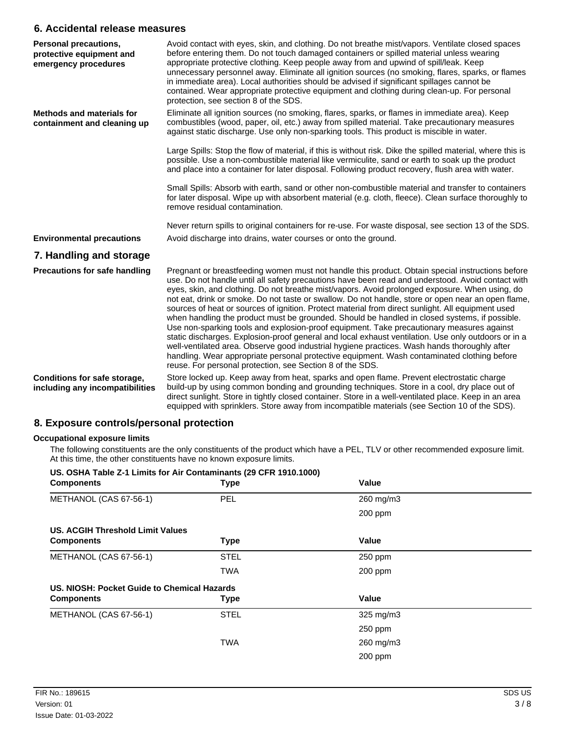## 6. Accidental release measures

**Personal precautions, protective equipment and emergency procedures**

Avoid contact with eyes, skin, and clothing. Do not breathe mist/vapors. Ventilate closed spaces before entering them. Do not touch damaged containers or spilled material unless wearing appropriate protective clothing. Keep people away from and upwind of spill/leak. Keep unnecessary personnel away. Eliminate all ignition sources (no smoking, flares, sparks, or flames in immediate area). Local authorities should be advised if significant spillages cannot be contained. Wear appropriate protective equipment and clothing during clean-up. For personal protection, see section 8 of the SDS.

**Methods and materials for containment and cleaning up**

Eliminate all ignition sources (no smoking, flares, sparks, or flames in immediate area). Keep combustibles (wood, paper, oil, etc.) away from spilled material. Take precautionary measures against static discharge. Use only non-sparking tools. This product is miscible in water.

Large Spills: Stop the flow of material, if this is without risk. Dike the spilled material, where this is possible. Use a non-combustible material like vermiculite, sand or earth to soak up the product and place into a container for later disposal. Following product recovery, flush area with water.

Small Spills: Absorb with earth, sand or other non-combustible material and transfer to containers for later disposal. Wipe up with absorbent material (e.g. cloth, fleece). Clean surface thoroughly to remove residual contamination.

Never return spills to original containers for re-use. For waste disposal, see section 13 of the SDS.

**Environmental precautions**

Avoid discharge into drains, water courses or onto the ground.

## 7. Handling and storage

**Precautions for safe handling**

Pregnant or breastfeeding women must not handle this product. Obtain special instructions before use. Do not handle until all safety precautions have been read and understood. Avoid contact with eyes, skin, and clothing. Do not breathe mist/vapors. Avoid prolonged exposure. When using, do not eat, drink or smoke. Do not taste or swallow. Do not handle, store or open near an open flame, sources of heat or sources of ignition. Protect material from direct sunlight. All equipment used when handling the product must be grounded. Should be handled in closed systems, if possible. Use non-sparking tools and explosion-proof equipment. Take precautionary measures against static discharges. Explosion-proof general and local exhaust ventilation. Use only outdoors or in a well-ventilated area. Observe good industrial hygiene practices. Wash hands thoroughly after handling. Wear appropriate personal protective equipment. Wash contaminated clothing before reuse. For personal protection, see Section 8 of the SDS.

**Conditions for safe storage, including any incompatibilities**

Store locked up. Keep away from heat, sparks and open flame. Prevent electrostatic charge build-up by using common bonding and grounding techniques. Store in a cool, dry place out of direct sunlight. Store in tightly closed container. Store in a well-ventilated place. Keep in an area equipped with sprinklers. Store away from incompatible materials (see Section 10 of the SDS).

## 8. Exposure controls/personal protection

**Occupational exposure limits**

The following constituents are the only constituents of the product which have a PEL, TLV or other recommended exposure limit. At this time, the other constituents have no known exposure limits.

**US. OSHA Table Z-1 Limits for Air Contaminants (29 CFR 1910.1000)**

| Components | Type | Value |
|---|---|---|
| METHANOL (CAS 67-56-1) | PEL | 260 mg/m3 |
| | | 200 ppm |

**US. ACGIH Threshold Limit Values**

| Components | Type | Value |
|---|---|---|
| METHANOL (CAS 67-56-1) | STEL | 250 ppm |
| | TWA | 200 ppm |

**US. NIOSH: Pocket Guide to Chemical Hazards**

| Components | Type | Value |
|---|---|---|
| METHANOL (CAS 67-56-1) | STEL | 325 mg/m3 |
| | | 250 ppm |
| | TWA | 260 mg/m3 |
| | | 200 ppm |

FIR No.: 189615
Version: 01
Issue Date: 01-03-2022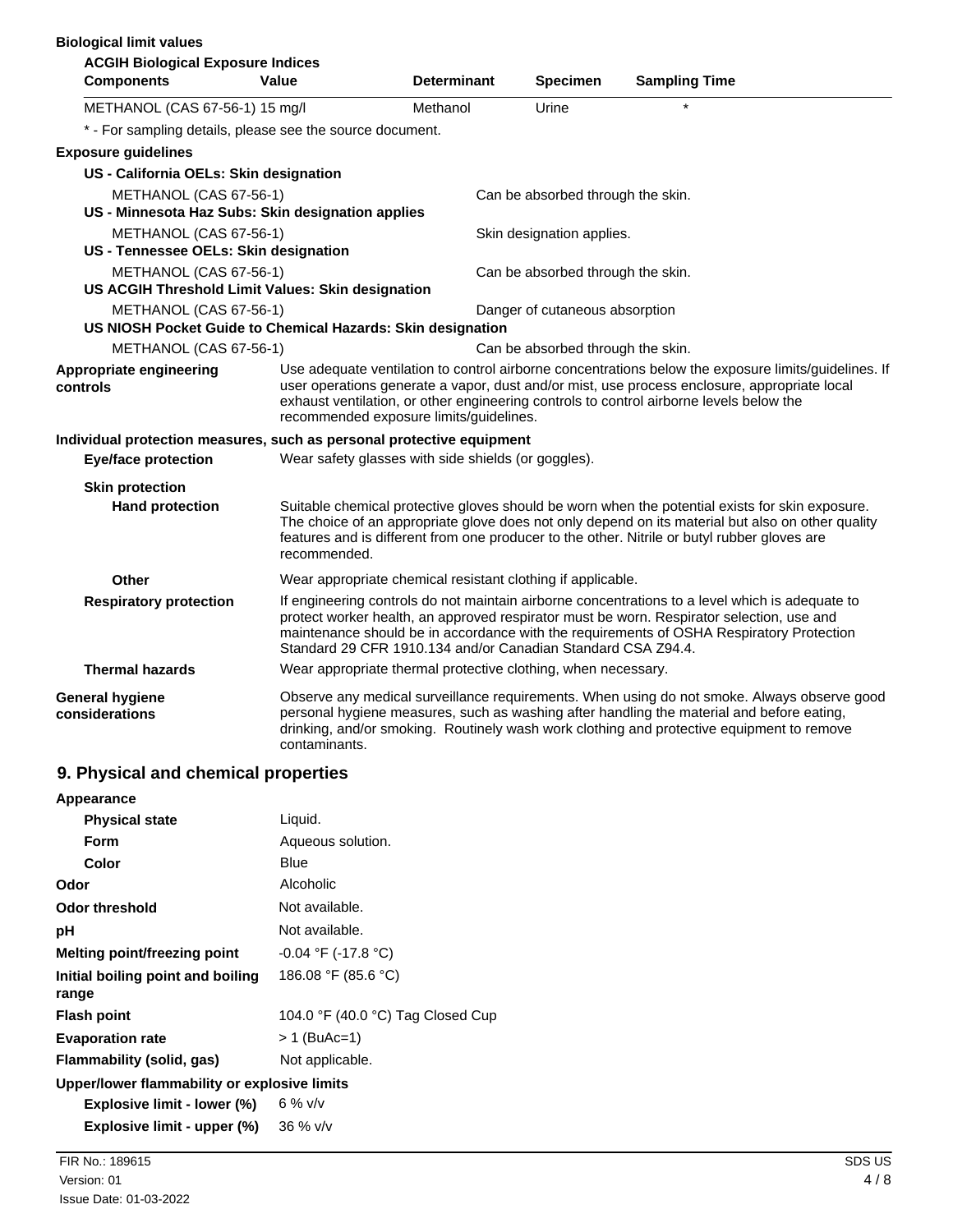**Biological limit values**

**ACGIH Biological Exposure Indices**

| Components | Value | Determinant | Specimen | Sampling Time |
|---|---|---|---|---|
| METHANOL (CAS 67-56-1) | 15 mg/l | Methanol | Urine | * |

* - For sampling details, please see the source document.

**Exposure guidelines**

**US - California OELs: Skin designation**

| | |
|---|---|
| METHANOL (CAS 67-56-1) | Can be absorbed through the skin. |

**US - Minnesota Haz Subs: Skin designation applies**

| | |
|---|---|
| METHANOL (CAS 67-56-1) | Skin designation applies. |

**US - Tennessee OELs: Skin designation**

| | |
|---|---|
| METHANOL (CAS 67-56-1) | Can be absorbed through the skin. |

**US ACGIH Threshold Limit Values: Skin designation**

| | |
|---|---|
| METHANOL (CAS 67-56-1) | Danger of cutaneous absorption |

**US NIOSH Pocket Guide to Chemical Hazards: Skin designation**

| | |
|---|---|
| METHANOL (CAS 67-56-1) | Can be absorbed through the skin. |

**Appropriate engineering controls**
Use adequate ventilation to control airborne concentrations below the exposure limits/guidelines. If user operations generate a vapor, dust and/or mist, use process enclosure, appropriate local exhaust ventilation, or other engineering controls to control airborne levels below the recommended exposure limits/guidelines.

**Individual protection measures, such as personal protective equipment**

**Eye/face protection**
Wear safety glasses with side shields (or goggles).

**Skin protection**

**Hand protection**
Suitable chemical protective gloves should be worn when the potential exists for skin exposure. The choice of an appropriate glove does not only depend on its material but also on other quality features and is different from one producer to the other. Nitrile or butyl rubber gloves are recommended.

**Other**
Wear appropriate chemical resistant clothing if applicable.

**Respiratory protection**
If engineering controls do not maintain airborne concentrations to a level which is adequate to protect worker health, an approved respirator must be worn. Respirator selection, use and maintenance should be in accordance with the requirements of OSHA Respiratory Protection Standard 29 CFR 1910.134 and/or Canadian Standard CSA Z94.4.

**Thermal hazards**
Wear appropriate thermal protective clothing, when necessary.

**General hygiene considerations**
Observe any medical surveillance requirements. When using do not smoke. Always observe good personal hygiene measures, such as washing after handling the material and before eating, drinking, and/or smoking. Routinely wash work clothing and protective equipment to remove contaminants.

## 9. Physical and chemical properties

**Appearance**

| | |
|---|---|
| **Physical state** | Liquid. |
| **Form** | Aqueous solution. |
| **Color** | Blue |
| **Odor** | Alcoholic |
| **Odor threshold** | Not available. |
| **pH** | Not available. |
| **Melting point/freezing point** | -0.04 °F (-17.8 °C) |
| **Initial boiling point and boiling range** | 186.08 °F (85.6 °C) |
| **Flash point** | 104.0 °F (40.0 °C) Tag Closed Cup |
| **Evaporation rate** | > 1 (BuAc=1) |
| **Flammability (solid, gas)** | Not applicable. |

**Upper/lower flammability or explosive limits**

| | |
|---|---|
| **Explosive limit - lower (%)** | 6 % v/v |
| **Explosive limit - upper (%)** | 36 % v/v |

FIR No.: 189615
Version: 01
Issue Date: 01-03-2022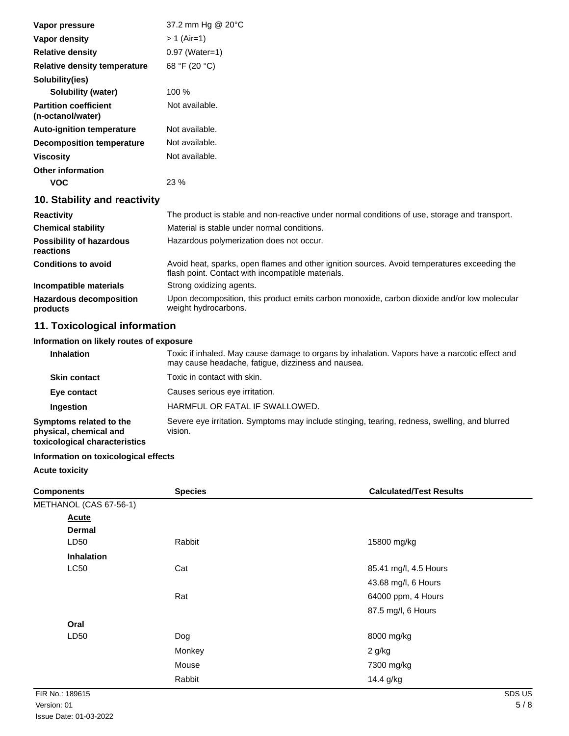| | |
|---|---|
| **Vapor pressure** | 37.2 mm Hg @ 20°C |
| **Vapor density** | > 1 (Air=1) |
| **Relative density** | 0.97 (Water=1) |
| **Relative density temperature** | 68 °F (20 °C) |
| **Solubility(ies)** | |
| **Solubility (water)** | 100 % |
| **Partition coefficient (n-octanol/water)** | Not available. |
| **Auto-ignition temperature** | Not available. |
| **Decomposition temperature** | Not available. |
| **Viscosity** | Not available. |
| **Other information** | |
| **VOC** | 23 % |

## 10. Stability and reactivity

| | |
|---|---|
| **Reactivity** | The product is stable and non-reactive under normal conditions of use, storage and transport. |
| **Chemical stability** | Material is stable under normal conditions. |
| **Possibility of hazardous reactions** | Hazardous polymerization does not occur. |
| **Conditions to avoid** | Avoid heat, sparks, open flames and other ignition sources. Avoid temperatures exceeding the flash point. Contact with incompatible materials. |
| **Incompatible materials** | Strong oxidizing agents. |
| **Hazardous decomposition products** | Upon decomposition, this product emits carbon monoxide, carbon dioxide and/or low molecular weight hydrocarbons. |

## 11. Toxicological information

**Information on likely routes of exposure**

| | |
|---|---|
| **Inhalation** | Toxic if inhaled. May cause damage to organs by inhalation. Vapors have a narcotic effect and may cause headache, fatigue, dizziness and nausea. |
| **Skin contact** | Toxic in contact with skin. |
| **Eye contact** | Causes serious eye irritation. |
| **Ingestion** | HARMFUL OR FATAL IF SWALLOWED. |
| **Symptoms related to the physical, chemical and toxicological characteristics** | Severe eye irritation. Symptoms may include stinging, tearing, redness, swelling, and blurred vision. |

**Information on toxicological effects**

**Acute toxicity**

| Components | Species | Calculated/Test Results |
|---|---|---|
| METHANOL (CAS 67-56-1) | | |
| **Acute** | | |
| **Dermal** | | |
| LD50 | Rabbit | 15800 mg/kg |
| **Inhalation** | | |
| LC50 | Cat | 85.41 mg/l, 4.5 Hours |
| | | 43.68 mg/l, 6 Hours |
| | Rat | 64000 ppm, 4 Hours |
| | | 87.5 mg/l, 6 Hours |
| **Oral** | | |
| LD50 | Dog | 8000 mg/kg |
| | Monkey | 2 g/kg |
| | Mouse | 7300 mg/kg |
| | Rabbit | 14.4 g/kg |

FIR No.: 189615
Version: 01
Issue Date: 01-03-2022
SDS US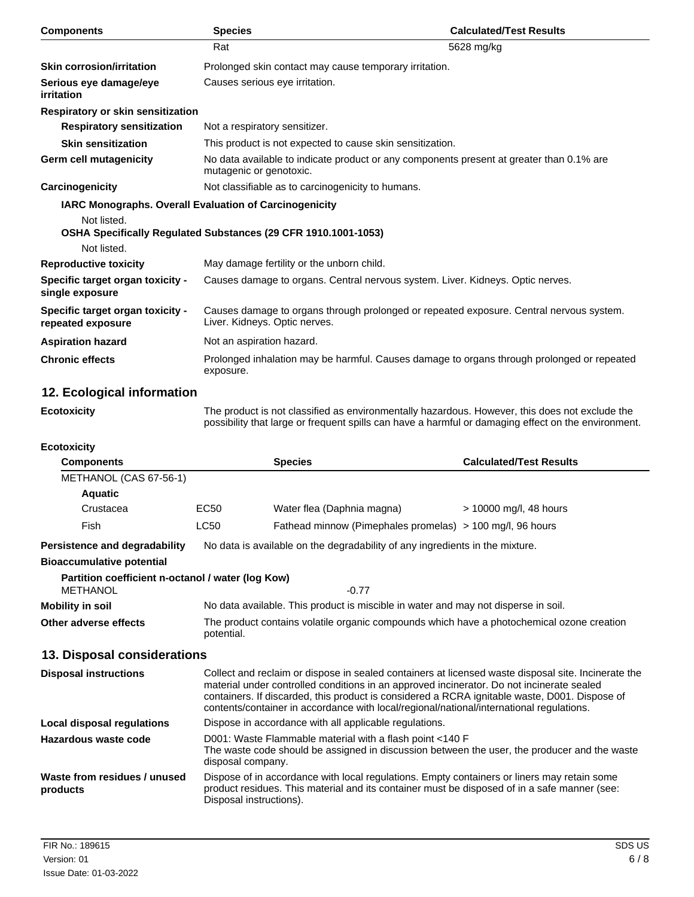| Components | Species | Calculated/Test Results |
|---|---|---|
| | Rat | 5628 mg/kg |

**Skin corrosion/irritation** Prolonged skin contact may cause temporary irritation.

**Serious eye damage/eye irritation** Causes serious eye irritation.

**Respiratory or skin sensitization**

**Respiratory sensitization** Not a respiratory sensitizer.

**Skin sensitization** This product is not expected to cause skin sensitization.

**Germ cell mutagenicity** No data available to indicate product or any components present at greater than 0.1% are mutagenic or genotoxic.

**Carcinogenicity** Not classifiable as to carcinogenicity to humans.

**IARC Monographs. Overall Evaluation of Carcinogenicity**

Not listed.

**OSHA Specifically Regulated Substances (29 CFR 1910.1001-1053)**

Not listed.

**Reproductive toxicity** May damage fertility or the unborn child.

**Specific target organ toxicity - single exposure** Causes damage to organs. Central nervous system. Liver. Kidneys. Optic nerves.

**Specific target organ toxicity - repeated exposure** Causes damage to organs through prolonged or repeated exposure. Central nervous system. Liver. Kidneys. Optic nerves.

**Aspiration hazard** Not an aspiration hazard.

**Chronic effects** Prolonged inhalation may be harmful. Causes damage to organs through prolonged or repeated exposure.

## 12. Ecological information

**Ecotoxicity** The product is not classified as environmentally hazardous. However, this does not exclude the possibility that large or frequent spills can have a harmful or damaging effect on the environment.

**Ecotoxicity**

| Components | | Species | Calculated/Test Results |
|---|---|---|---|
| METHANOL (CAS 67-56-1) | | | |
| **Aquatic** | | | |
| Crustacea | EC50 | Water flea (Daphnia magna) | > 10000 mg/l, 48 hours |
| Fish | LC50 | Fathead minnow (Pimephales promelas) | > 100 mg/l, 96 hours |

**Persistence and degradability** No data is available on the degradability of any ingredients in the mixture.

**Bioaccumulative potential**

**Partition coefficient n-octanol / water (log Kow)**

METHANOL -0.77

**Mobility in soil** No data available. This product is miscible in water and may not disperse in soil.

**Other adverse effects** The product contains volatile organic compounds which have a photochemical ozone creation potential.

## 13. Disposal considerations

**Disposal instructions** Collect and reclaim or dispose in sealed containers at licensed waste disposal site. Incinerate the material under controlled conditions in an approved incinerator. Do not incinerate sealed containers. If discarded, this product is considered a RCRA ignitable waste, D001. Dispose of contents/container in accordance with local/regional/national/international regulations.

**Local disposal regulations** Dispose in accordance with all applicable regulations.

**Hazardous waste code** D001: Waste Flammable material with a flash point <140 F
The waste code should be assigned in discussion between the user, the producer and the waste disposal company.

**Waste from residues / unused products** Dispose of in accordance with local regulations. Empty containers or liners may retain some product residues. This material and its container must be disposed of in a safe manner (see: Disposal instructions).

FIR No.: 189615
Version: 01
Issue Date: 01-03-2022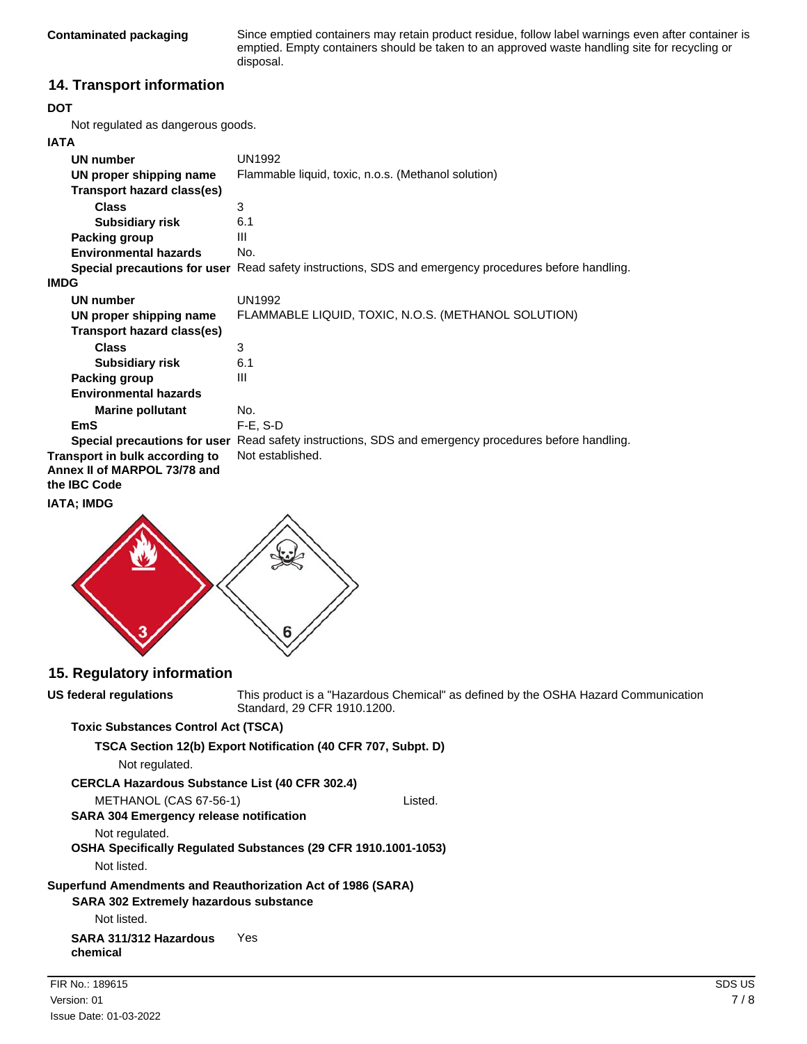**Contaminated packaging** Since emptied containers may retain product residue, follow label warnings even after container is emptied. Empty containers should be taken to an approved waste handling site for recycling or disposal.

## 14. Transport information

**DOT**

Not regulated as dangerous goods.

**IATA**

| | |
|---|---|
| **UN number** | UN1992 |
| **UN proper shipping name** | Flammable liquid, toxic, n.o.s. (Methanol solution) |
| **Transport hazard class(es)** | |
| **Class** | 3 |
| **Subsidiary risk** | 6.1 |
| **Packing group** | III |
| **Environmental hazards** | No. |
| **Special precautions for user** | Read safety instructions, SDS and emergency procedures before handling. |

**IMDG**

| | |
|---|---|
| **UN number** | UN1992 |
| **UN proper shipping name** | FLAMMABLE LIQUID, TOXIC, N.O.S. (METHANOL SOLUTION) |
| **Transport hazard class(es)** | |
| **Class** | 3 |
| **Subsidiary risk** | 6.1 |
| **Packing group** | III |
| **Environmental hazards** | |
| **Marine pollutant** | No. |
| **EmS** | F-E, S-D |
| **Special precautions for user** | Read safety instructions, SDS and emergency procedures before handling. |

**Transport in bulk according to Annex II of MARPOL 73/78 and the IBC Code** Not established.

**IATA; IMDG**

## 15. Regulatory information

**US federal regulations** This product is a "Hazardous Chemical" as defined by the OSHA Hazard Communication Standard, 29 CFR 1910.1200.

**Toxic Substances Control Act (TSCA)**

**TSCA Section 12(b) Export Notification (40 CFR 707, Subpt. D)**

Not regulated.

**CERCLA Hazardous Substance List (40 CFR 302.4)**

METHANOL (CAS 67-56-1) Listed.

**SARA 304 Emergency release notification**

Not regulated.

**OSHA Specifically Regulated Substances (29 CFR 1910.1001-1053)**

Not listed.

**Superfund Amendments and Reauthorization Act of 1986 (SARA)**

**SARA 302 Extremely hazardous substance**

Not listed.

**SARA 311/312 Hazardous chemical** Yes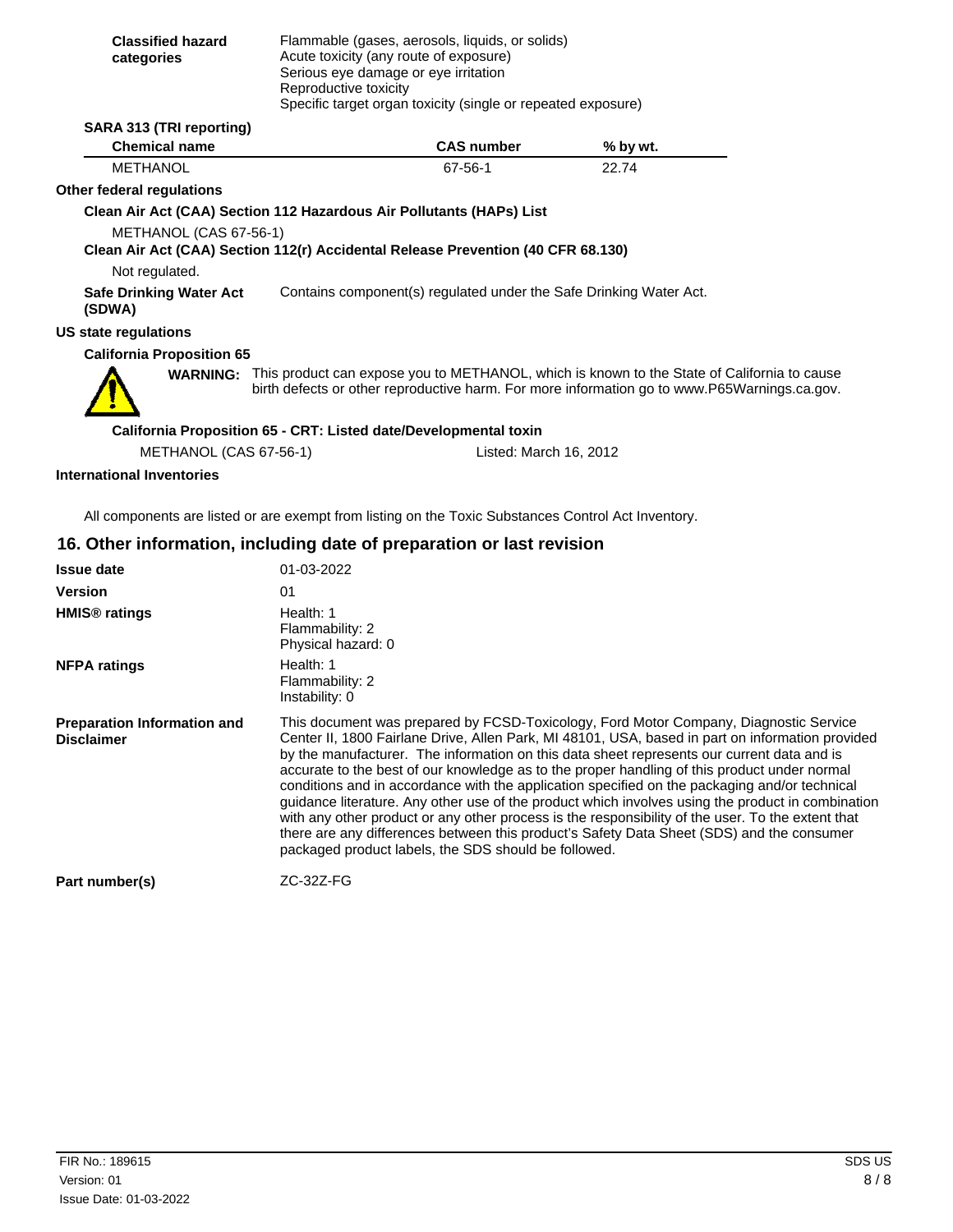**Classified hazard categories**

Flammable (gases, aerosols, liquids, or solids)
Acute toxicity (any route of exposure)
Serious eye damage or eye irritation
Reproductive toxicity
Specific target organ toxicity (single or repeated exposure)

**SARA 313 (TRI reporting)**

| Chemical name | CAS number | % by wt. |
|---|---|---|
| METHANOL | 67-56-1 | 22.74 |

**Other federal regulations**

**Clean Air Act (CAA) Section 112 Hazardous Air Pollutants (HAPs) List**

METHANOL (CAS 67-56-1)

**Clean Air Act (CAA) Section 112(r) Accidental Release Prevention (40 CFR 68.130)**

Not regulated.

**Safe Drinking Water Act (SDWA)** Contains component(s) regulated under the Safe Drinking Water Act.

**US state regulations**

**California Proposition 65**

**WARNING:** This product can expose you to METHANOL, which is known to the State of California to cause birth defects or other reproductive harm. For more information go to www.P65Warnings.ca.gov.

**California Proposition 65 - CRT: Listed date/Developmental toxin**

METHANOL (CAS 67-56-1) Listed: March 16, 2012

**International Inventories**

All components are listed or are exempt from listing on the Toxic Substances Control Act Inventory.

## 16. Other information, including date of preparation or last revision

**Issue date** 01-03-2022

**Version** 01

**HMIS® ratings**

Health: 1
Flammability: 2
Physical hazard: 0

**NFPA ratings**

Health: 1
Flammability: 2
Instability: 0

**Preparation Information and Disclaimer**

This document was prepared by FCSD-Toxicology, Ford Motor Company, Diagnostic Service Center II, 1800 Fairlane Drive, Allen Park, MI 48101, USA, based in part on information provided by the manufacturer. The information on this data sheet represents our current data and is accurate to the best of our knowledge as to the proper handling of this product under normal conditions and in accordance with the application specified on the packaging and/or technical guidance literature. Any other use of the product which involves using the product in combination with any other product or any other process is the responsibility of the user. To the extent that there are any differences between this product's Safety Data Sheet (SDS) and the consumer packaged product labels, the SDS should be followed.

**Part number(s)** ZC-32Z-FG